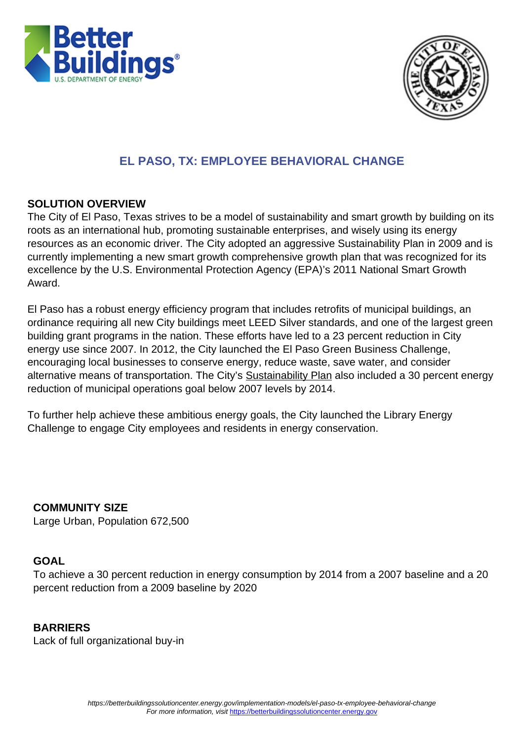# EL PASO, TX: EMPLOYEE BEHAVIORAL CHANGE

## SOLUTION OVERVIEW

The City of El Paso, Texas strives to be a model of sustainability and smart growth by building on its roots as an international hub, promoting sustainable enterprises, and wisely using its energy resources as an economic driver. The City adopted an aggressive Sustainability Plan in 2009 and is currently implementing a new smart growth comprehensive growth plan that was recognized for its excellence by the U.S. Environmental Protection Agency (EPA)'s 2011 National Smart Growth Award.

El Paso has a robust energy efficiency program that includes retrofits of municipal buildings, an ordinance requiring all new City buildings meet LEED Silver standards, and one of the largest green building grant programs in the nation. These efforts have led to a 23 percent reduction in City energy use since 2007. In 2012, the City launched the El Paso Green Business Challenge, encouraging local businesses to conserve energy, reduce waste, save water, and consider alternative means of transportation. The City's Sustainability Plan also included a 30 percent energy reduction of municipal operations goal below 2007 levels by 2014.

To further help achieve these ambitious energy goals, the City launched the Library Energy Challenge to engage City employees and residents in energy conservation.

## COMMUNITY SIZE

Large Urban, Population 672,500

## GOAL

To achieve a 30 percent reduction in energy consumption by 2014 from a 2007 baseline and a 20 percent reduction from a 2009 baseline by 2020

## BARRIERS

Lack of full organizational buy-in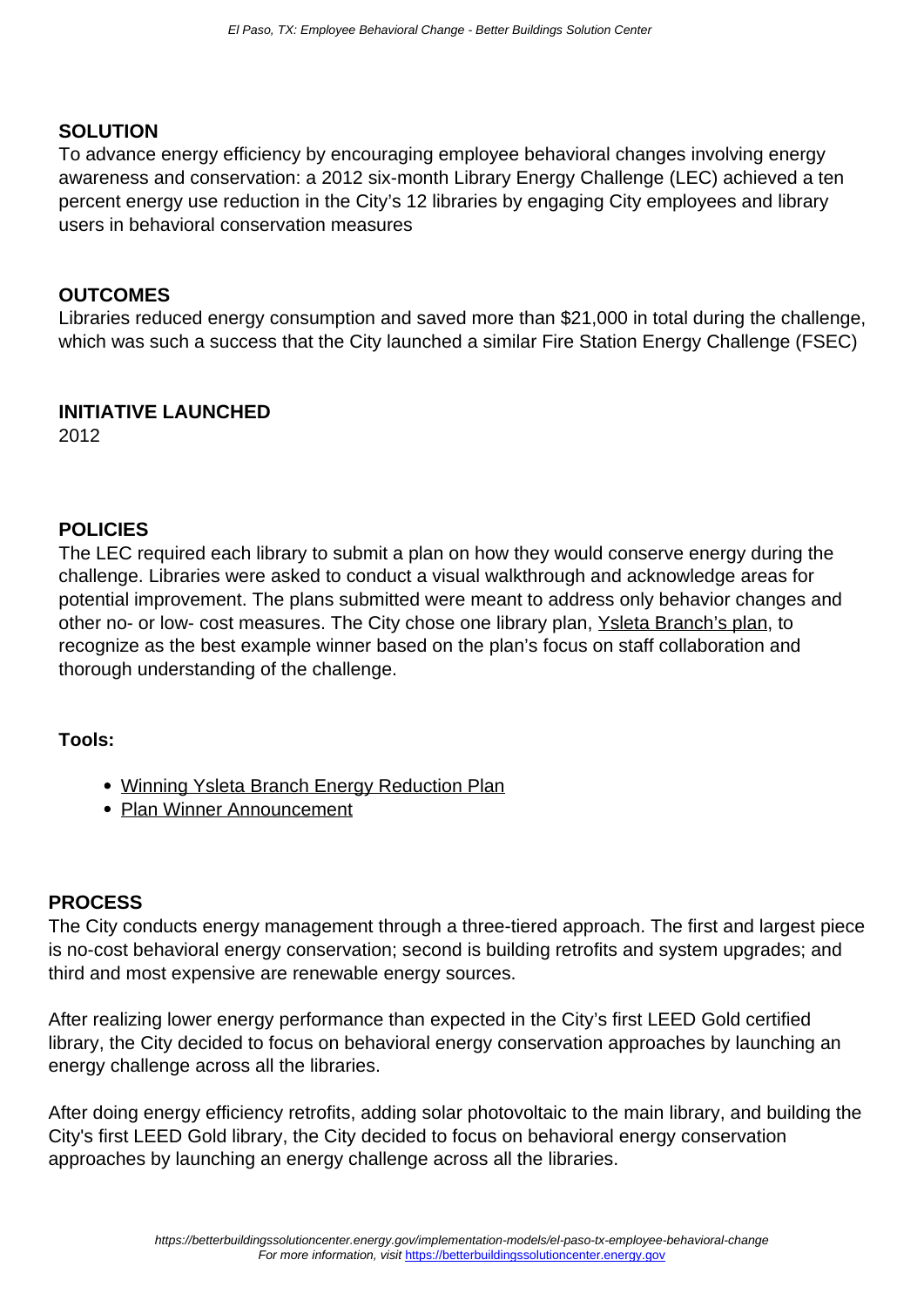## SOLUTION

To advance energy efficiency by encouraging employee behavioral changes involving energy awareness and conservation: a 2012 six-month Library Energy Challenge (LEC) achieved a ten percent energy use reduction in the City's 12 libraries by engaging City employees and library users in behavioral conservation measures

## OUTCOMES

Libraries reduced energy consumption and saved more than $21,000 in total during the challenge, which was such a success that the City launched a similar Fire Station Energy Challenge (FSEC)

## INITIATIVE LAUNCHED

2012

## POLICIES

The LEC required each library to submit a plan on how they would conserve energy during the challenge. Libraries were asked to conduct a visual walkthrough and acknowledge areas for potential improvement. The plans submitted were meant to address only behavior changes and other no- or low- cost measures. The City chose one library plan, Ysleta Branch's plan, to recognize as the best example winner based on the plan's focus on staff collaboration and thorough understanding of the challenge.

**Tools:**

- Winning Ysleta Branch Energy Reduction Plan
- Plan Winner Announcement

## PROCESS

The City conducts energy management through a three-tiered approach. The first and largest piece is no-cost behavioral energy conservation; second is building retrofits and system upgrades; and third and most expensive are renewable energy sources.

After realizing lower energy performance than expected in the City's first LEED Gold certified library, the City decided to focus on behavioral energy conservation approaches by launching an energy challenge across all the libraries.

After doing energy efficiency retrofits, adding solar photovoltaic to the main library, and building the City's first LEED Gold library, the City decided to focus on behavioral energy conservation approaches by launching an energy challenge across all the libraries.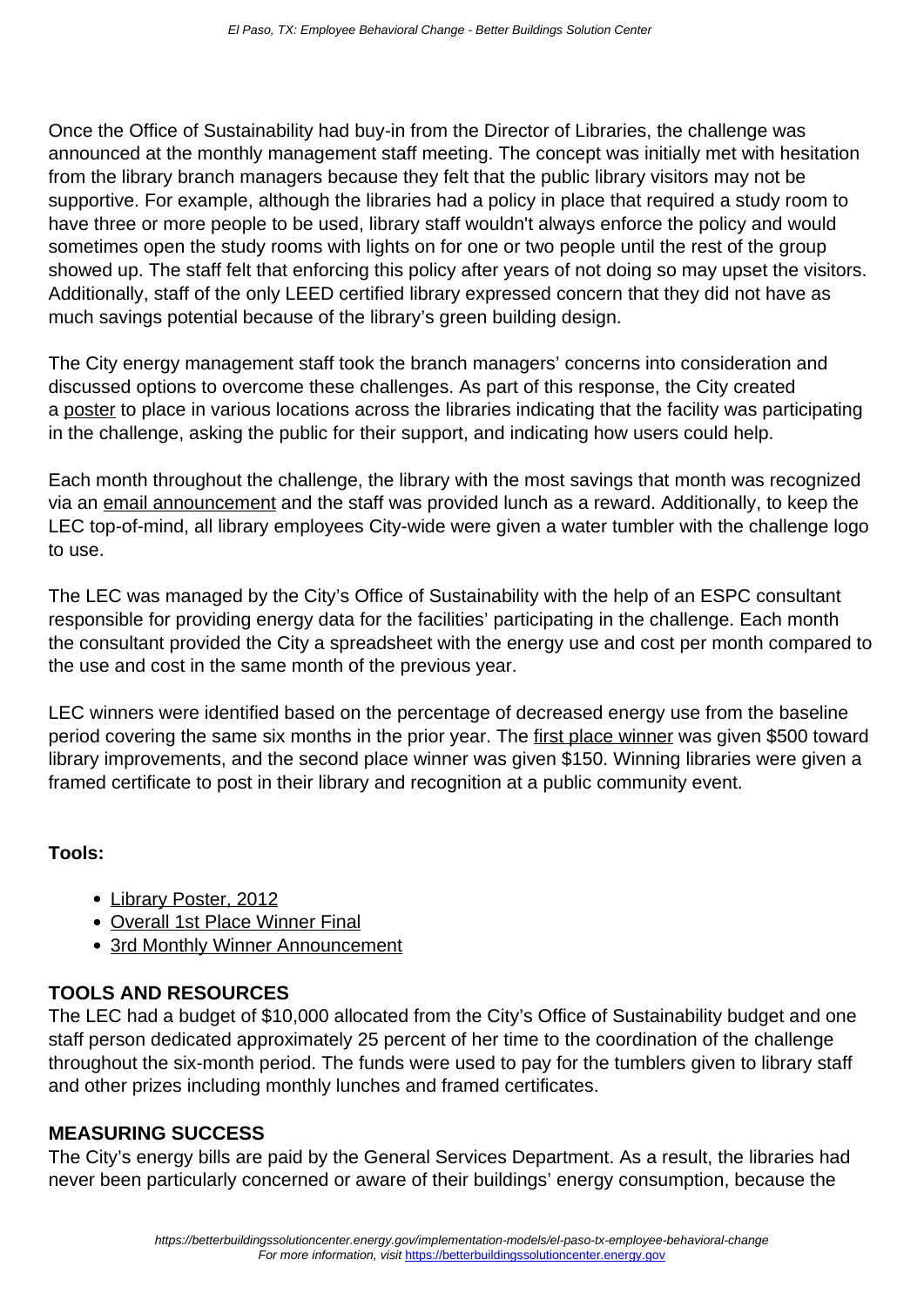Once the Office of Sustainability had buy-in from the Director of Libraries, the challenge was announced at the monthly management staff meeting. The concept was initially met with hesitation from the library branch managers because they felt that the public library visitors may not be supportive. For example, although the libraries had a policy in place that required a study room to have three or more people to be used, library staff wouldn't always enforce the policy and would sometimes open the study rooms with lights on for one or two people until the rest of the group showed up. The staff felt that enforcing this policy after years of not doing so may upset the visitors. Additionally, staff of the only LEED certified library expressed concern that they did not have as much savings potential because of the library's green building design.

The City energy management staff took the branch managers' concerns into consideration and discussed options to overcome these challenges. As part of this response, the City created a poster to place in various locations across the libraries indicating that the facility was participating in the challenge, asking the public for their support, and indicating how users could help.

Each month throughout the challenge, the library with the most savings that month was recognized via an email announcement and the staff was provided lunch as a reward. Additionally, to keep the LEC top-of-mind, all library employees City-wide were given a water tumbler with the challenge logo to use.

The LEC was managed by the City's Office of Sustainability with the help of an ESPC consultant responsible for providing energy data for the facilities' participating in the challenge. Each month the consultant provided the City a spreadsheet with the energy use and cost per month compared to the use and cost in the same month of the previous year.

LEC winners were identified based on the percentage of decreased energy use from the baseline period covering the same six months in the prior year. The first place winner was given $500 toward library improvements, and the second place winner was given $150. Winning libraries were given a framed certificate to post in their library and recognition at a public community event.

**Tools:**

- Library Poster, 2012
- Overall 1st Place Winner Final
- 3rd Monthly Winner Announcement

## TOOLS AND RESOURCES

The LEC had a budget of $10,000 allocated from the City's Office of Sustainability budget and one staff person dedicated approximately 25 percent of her time to the coordination of the challenge throughout the six-month period. The funds were used to pay for the tumblers given to library staff and other prizes including monthly lunches and framed certificates.

## MEASURING SUCCESS

The City's energy bills are paid by the General Services Department. As a result, the libraries had never been particularly concerned or aware of their buildings' energy consumption, because the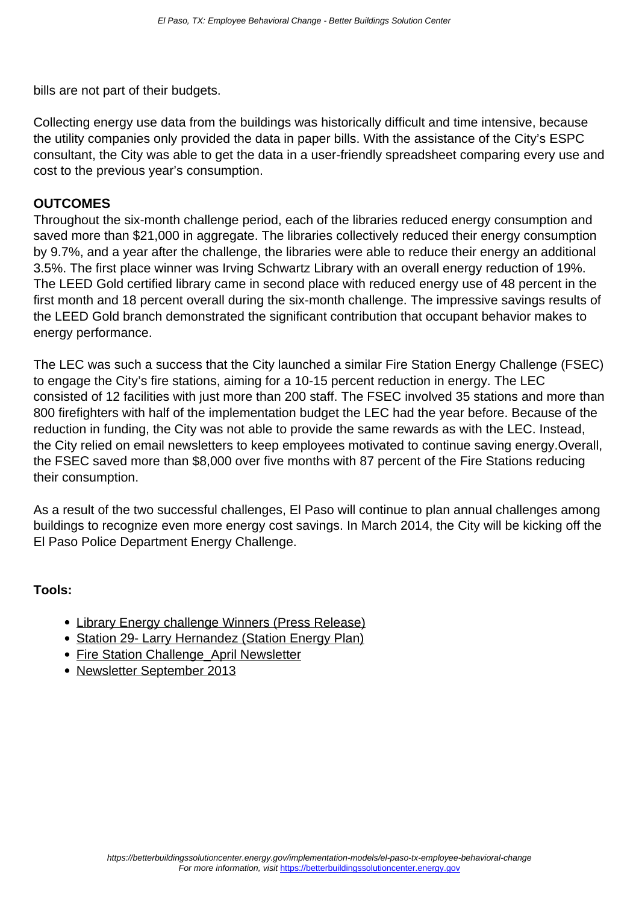bills are not part of their budgets.

Collecting energy use data from the buildings was historically difficult and time intensive, because the utility companies only provided the data in paper bills. With the assistance of the City's ESPC consultant, the City was able to get the data in a user-friendly spreadsheet comparing every use and cost to the previous year's consumption.

**OUTCOMES**

Throughout the six-month challenge period, each of the libraries reduced energy consumption and saved more than $21,000 in aggregate. The libraries collectively reduced their energy consumption by 9.7%, and a year after the challenge, the libraries were able to reduce their energy an additional 3.5%. The first place winner was Irving Schwartz Library with an overall energy reduction of 19%. The LEED Gold certified library came in second place with reduced energy use of 48 percent in the first month and 18 percent overall during the six-month challenge. The impressive savings results of the LEED Gold branch demonstrated the significant contribution that occupant behavior makes to energy performance.

The LEC was such a success that the City launched a similar Fire Station Energy Challenge (FSEC) to engage the City's fire stations, aiming for a 10-15 percent reduction in energy. The LEC consisted of 12 facilities with just more than 200 staff. The FSEC involved 35 stations and more than 800 firefighters with half of the implementation budget the LEC had the year before. Because of the reduction in funding, the City was not able to provide the same rewards as with the LEC. Instead, the City relied on email newsletters to keep employees motivated to continue saving energy.Overall, the FSEC saved more than $8,000 over five months with 87 percent of the Fire Stations reducing their consumption.

As a result of the two successful challenges, El Paso will continue to plan annual challenges among buildings to recognize even more energy cost savings. In March 2014, the City will be kicking off the El Paso Police Department Energy Challenge.

**Tools:**

- Library Energy challenge Winners (Press Release)
- Station 29- Larry Hernandez (Station Energy Plan)
- Fire Station Challenge_April Newsletter
- Newsletter September 2013